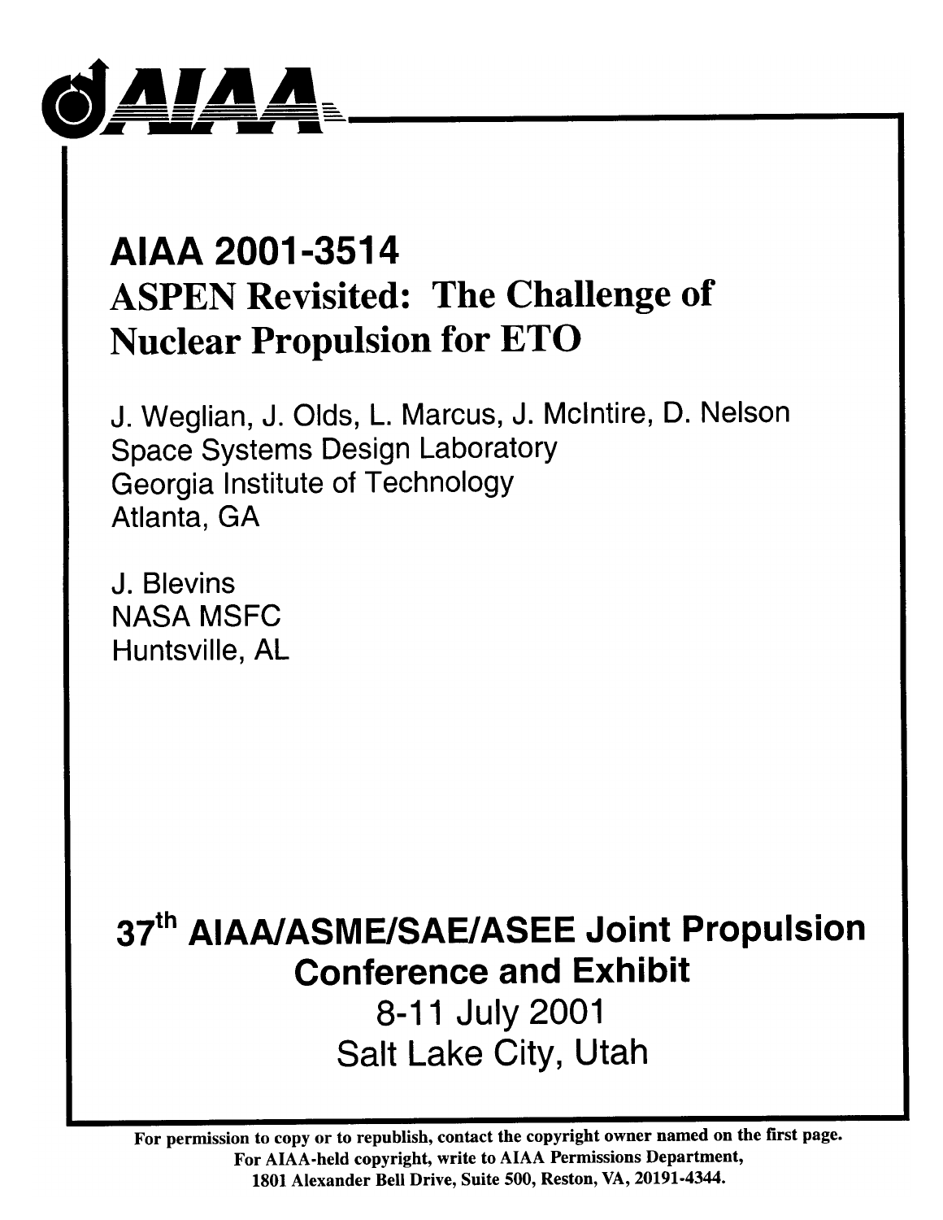# AIAA 2001-3514

# ASPEN Revisited: The Challenge of Nuclear Propulsion for ETO

J. Weglian, J. Olds, L. Marcus, J. McIntire, D. Nelson
Space Systems Design Laboratory
Georgia Institute of Technology
Atlanta, GA

J. Blevins
NASA MSFC
Huntsville, AL

## 37th AIAA/ASME/SAE/ASEE Joint Propulsion Conference and Exhibit

8-11 July 2001
Salt Lake City, Utah

**For permission to copy or to republish, contact the copyright owner named on the first page. For AIAA-held copyright, write to AIAA Permissions Department, 1801 Alexander Bell Drive, Suite 500, Reston, VA, 20191-4344.**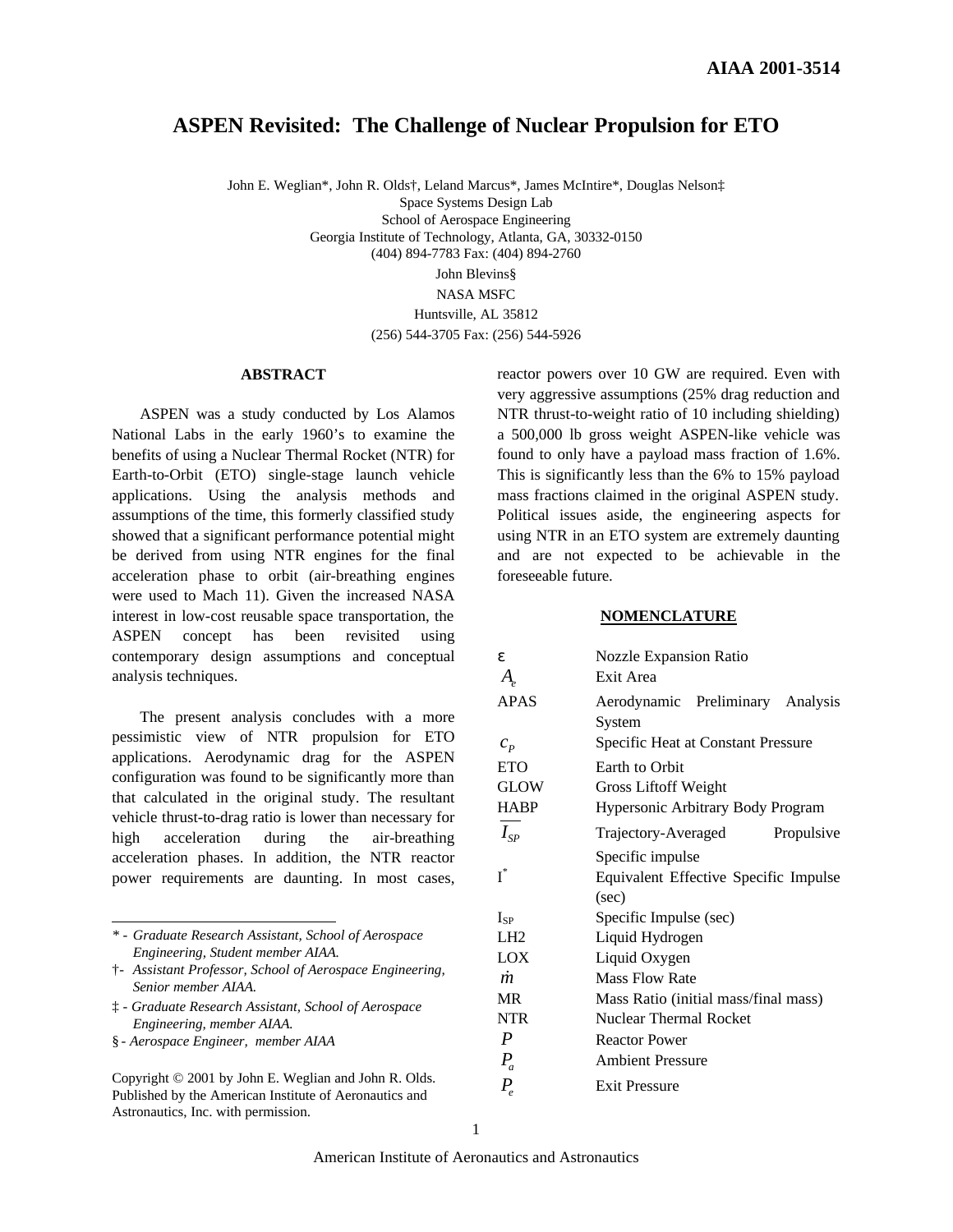# ASPEN Revisited: The Challenge of Nuclear Propulsion for ETO

John E. Weglian*, John R. Olds†, Leland Marcus*, James McIntire*, Douglas Nelson‡
Space Systems Design Lab
School of Aerospace Engineering
Georgia Institute of Technology, Atlanta, GA, 30332-0150
(404) 894-7783 Fax: (404) 894-2760

John Blevins§
NASA MSFC
Huntsville, AL 35812
(256) 544-3705 Fax: (256) 544-5926

## ABSTRACT

ASPEN was a study conducted by Los Alamos National Labs in the early 1960's to examine the benefits of using a Nuclear Thermal Rocket (NTR) for Earth-to-Orbit (ETO) single-stage launch vehicle applications. Using the analysis methods and assumptions of the time, this formerly classified study showed that a significant performance potential might be derived from using NTR engines for the final acceleration phase to orbit (air-breathing engines were used to Mach 11). Given the increased NASA interest in low-cost reusable space transportation, the ASPEN concept has been revisited using contemporary design assumptions and conceptual analysis techniques.

The present analysis concludes with a more pessimistic view of NTR propulsion for ETO applications. Aerodynamic drag for the ASPEN configuration was found to be significantly more than that calculated in the original study. The resultant vehicle thrust-to-drag ratio is lower than necessary for high acceleration during the air-breathing acceleration phases. In addition, the NTR reactor power requirements are daunting. In most cases, reactor powers over 10 GW are required. Even with very aggressive assumptions (25% drag reduction and NTR thrust-to-weight ratio of 10 including shielding) a 500,000 lb gross weight ASPEN-like vehicle was found to only have a payload mass fraction of 1.6%. This is significantly less than the 6% to 15% payload mass fractions claimed in the original ASPEN study. Political issues aside, the engineering aspects for using NTR in an ETO system are extremely daunting and are not expected to be achievable in the foreseeable future.

## NOMENCLATURE

| | |
|---|---|
| $\varepsilon$ | Nozzle Expansion Ratio |
| $A_e$ | Exit Area |
| APAS | Aerodynamic Preliminary Analysis System |
| $c_P$ | Specific Heat at Constant Pressure |
| ETO | Earth to Orbit |
| GLOW | Gross Liftoff Weight |
| HABP | Hypersonic Arbitrary Body Program |
| $\overline{I_{SP}}$ | Trajectory-Averaged Propulsive Specific impulse |
| $I^*$ | Equivalent Effective Specific Impulse (sec) |
| $I_{SP}$ | Specific Impulse (sec) |
| LH2 | Liquid Hydrogen |
| LOX | Liquid Oxygen |
| $\dot{m}$ | Mass Flow Rate |
| MR | Mass Ratio (initial mass/final mass) |
| NTR | Nuclear Thermal Rocket |
| $P$ | Reactor Power |
| $P_a$ | Ambient Pressure |
| $P_e$ | Exit Pressure |

---

\* - *Graduate Research Assistant, School of Aerospace Engineering, Student member AIAA.*

† - *Assistant Professor, School of Aerospace Engineering, Senior member AIAA.*

‡ - *Graduate Research Assistant, School of Aerospace Engineering, member AIAA.*

§ - *Aerospace Engineer, member AIAA*

Copyright © 2001 by John E. Weglian and John R. Olds. Published by the American Institute of Aeronautics and Astronautics, Inc. with permission.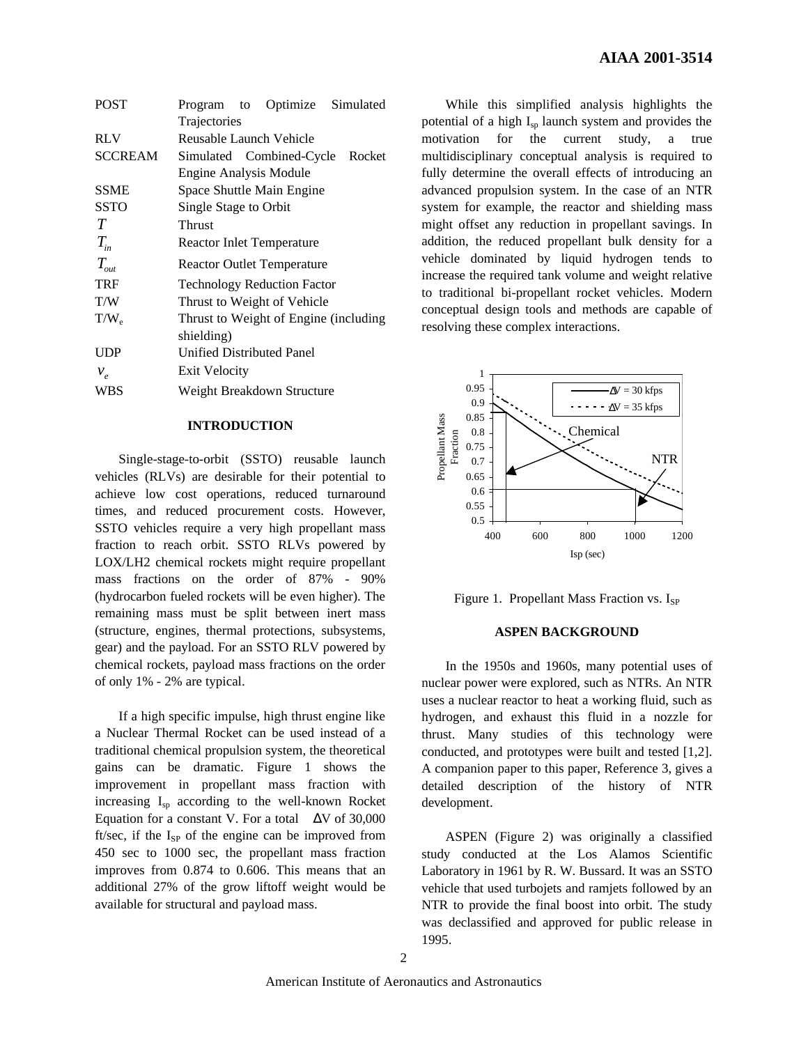| | |
|---|---|
| POST | Program to Optimize Simulated Trajectories |
| RLV | Reusable Launch Vehicle |
| SCCREAM | Simulated Combined-Cycle Rocket Engine Analysis Module |
| SSME | Space Shuttle Main Engine |
| SSTO | Single Stage to Orbit |
| $T$ | Thrust |
| $T_{in}$ | Reactor Inlet Temperature |
| $T_{out}$ | Reactor Outlet Temperature |
| TRF | Technology Reduction Factor |
| T/W | Thrust to Weight of Vehicle |
| $T/W_e$ | Thrust to Weight of Engine (including shielding) |
| UDP | Unified Distributed Panel |
| $v_e$ | Exit Velocity |
| WBS | Weight Breakdown Structure |

## INTRODUCTION

Single-stage-to-orbit (SSTO) reusable launch vehicles (RLVs) are desirable for their potential to achieve low cost operations, reduced turnaround times, and reduced procurement costs. However, SSTO vehicles require a very high propellant mass fraction to reach orbit. SSTO RLVs powered by LOX/LH2 chemical rockets might require propellant mass fractions on the order of 87% - 90% (hydrocarbon fueled rockets will be even higher). The remaining mass must be split between inert mass (structure, engines, thermal protections, subsystems, gear) and the payload. For an SSTO RLV powered by chemical rockets, payload mass fractions on the order of only 1% - 2% are typical.

If a high specific impulse, high thrust engine like a Nuclear Thermal Rocket can be used instead of a traditional chemical propulsion system, the theoretical gains can be dramatic. Figure 1 shows the improvement in propellant mass fraction with increasing $I_{sp}$ according to the well-known Rocket Equation for a constant V. For a total $\Delta V$ of 30,000 ft/sec, if the $I_{SP}$ of the engine can be improved from 450 sec to 1000 sec, the propellant mass fraction improves from 0.874 to 0.606. This means that an additional 27% of the grow liftoff weight would be available for structural and payload mass.

While this simplified analysis highlights the potential of a high $I_{sp}$ launch system and provides the motivation for the current study, a true multidisciplinary conceptual analysis is required to fully determine the overall effects of introducing an advanced propulsion system. In the case of an NTR system for example, the reactor and shielding mass might offset any reduction in propellant savings. In addition, the reduced propellant bulk density for a vehicle dominated by liquid hydrogen tends to increase the required tank volume and weight relative to traditional bi-propellant rocket vehicles. Modern conceptual design tools and methods are capable of resolving these complex interactions.

Figure 1. Propellant Mass Fraction vs. $I_{SP}$

## ASPEN BACKGROUND

In the 1950s and 1960s, many potential uses of nuclear power were explored, such as NTRs. An NTR uses a nuclear reactor to heat a working fluid, such as hydrogen, and exhaust this fluid in a nozzle for thrust. Many studies of this technology were conducted, and prototypes were built and tested [1,2]. A companion paper to this paper, Reference 3, gives a detailed description of the history of NTR development.

ASPEN (Figure 2) was originally a classified study conducted at the Los Alamos Scientific Laboratory in 1961 by R. W. Bussard. It was an SSTO vehicle that used turbojets and ramjets followed by an NTR to provide the final boost into orbit. The study was declassified and approved for public release in 1995.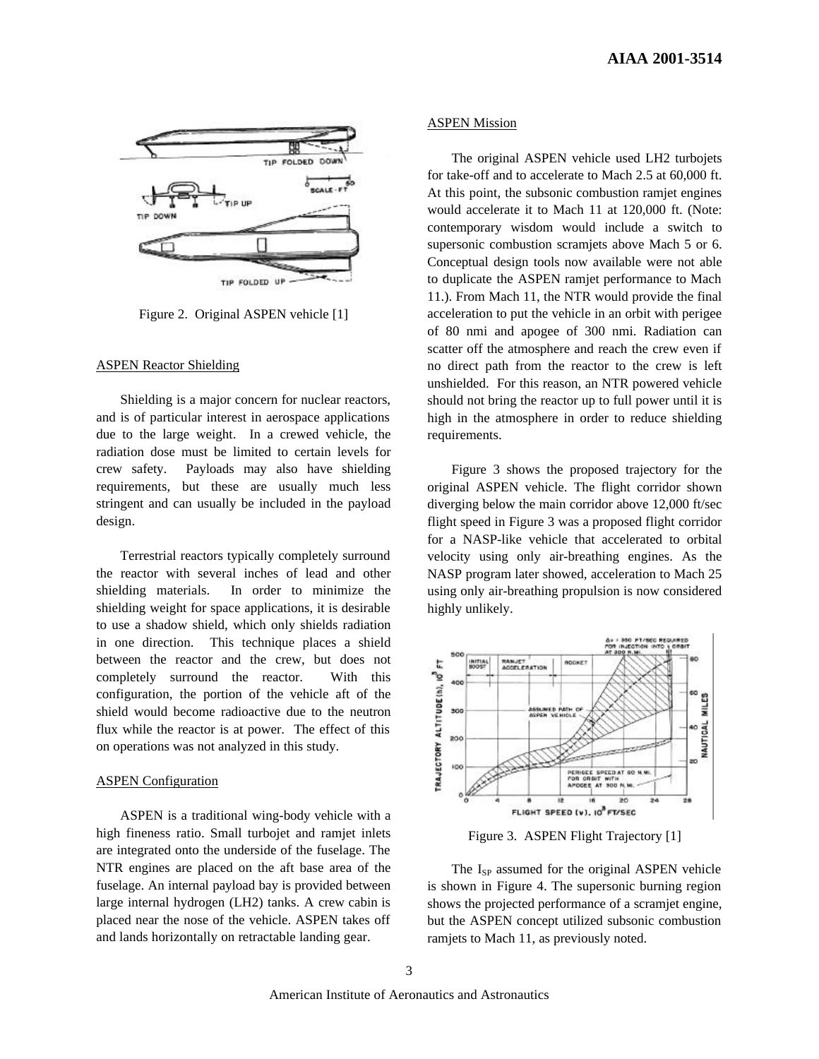Figure 2. Original ASPEN vehicle [1]

### ASPEN Reactor Shielding

Shielding is a major concern for nuclear reactors, and is of particular interest in aerospace applications due to the large weight. In a crewed vehicle, the radiation dose must be limited to certain levels for crew safety. Payloads may also have shielding requirements, but these are usually much less stringent and can usually be included in the payload design.

Terrestrial reactors typically completely surround the reactor with several inches of lead and other shielding materials. In order to minimize the shielding weight for space applications, it is desirable to use a shadow shield, which only shields radiation in one direction. This technique places a shield between the reactor and the crew, but does not completely surround the reactor. With this configuration, the portion of the vehicle aft of the shield would become radioactive due to the neutron flux while the reactor is at power. The effect of this on operations was not analyzed in this study.

### ASPEN Configuration

ASPEN is a traditional wing-body vehicle with a high fineness ratio. Small turbojet and ramjet inlets are integrated onto the underside of the fuselage. The NTR engines are placed on the aft base area of the fuselage. An internal payload bay is provided between large internal hydrogen (LH2) tanks. A crew cabin is placed near the nose of the vehicle. ASPEN takes off and lands horizontally on retractable landing gear.

### ASPEN Mission

The original ASPEN vehicle used LH2 turbojets for take-off and to accelerate to Mach 2.5 at 60,000 ft. At this point, the subsonic combustion ramjet engines would accelerate it to Mach 11 at 120,000 ft. (Note: contemporary wisdom would include a switch to supersonic combustion scramjets above Mach 5 or 6. Conceptual design tools now available were not able to duplicate the ASPEN ramjet performance to Mach 11.). From Mach 11, the NTR would provide the final acceleration to put the vehicle in an orbit with perigee of 80 nmi and apogee of 300 nmi. Radiation can scatter off the atmosphere and reach the crew even if no direct path from the reactor to the crew is left unshielded. For this reason, an NTR powered vehicle should not bring the reactor up to full power until it is high in the atmosphere in order to reduce shielding requirements.

Figure 3 shows the proposed trajectory for the original ASPEN vehicle. The flight corridor shown diverging below the main corridor above 12,000 ft/sec flight speed in Figure 3 was a proposed flight corridor for a NASP-like vehicle that accelerated to orbital velocity using only air-breathing engines. As the NASP program later showed, acceleration to Mach 25 using only air-breathing propulsion is now considered highly unlikely.

Figure 3. ASPEN Flight Trajectory [1]

The $I_{SP}$ assumed for the original ASPEN vehicle is shown in Figure 4. The supersonic burning region shows the projected performance of a scramjet engine, but the ASPEN concept utilized subsonic combustion ramjets to Mach 11, as previously noted.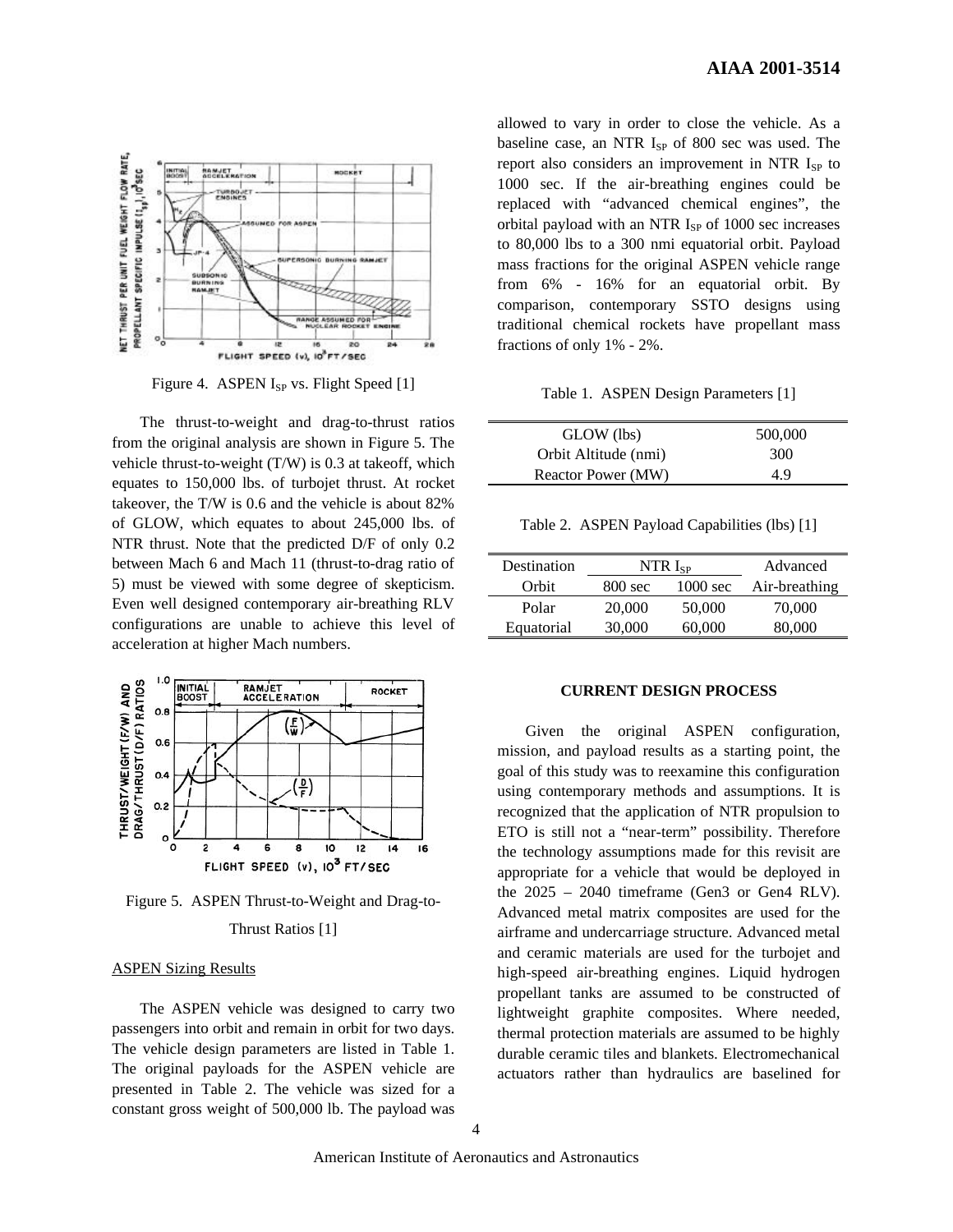Figure 4. ASPEN $I_{SP}$ vs. Flight Speed [1]

The thrust-to-weight and drag-to-thrust ratios from the original analysis are shown in Figure 5. The vehicle thrust-to-weight (T/W) is 0.3 at takeoff, which equates to 150,000 lbs. of turbojet thrust. At rocket takeover, the T/W is 0.6 and the vehicle is about 82% of GLOW, which equates to about 245,000 lbs. of NTR thrust. Note that the predicted D/F of only 0.2 between Mach 6 and Mach 11 (thrust-to-drag ratio of 5) must be viewed with some degree of skepticism. Even well designed contemporary air-breathing RLV configurations are unable to achieve this level of acceleration at higher Mach numbers.

Figure 5. ASPEN Thrust-to-Weight and Drag-to-Thrust Ratios [1]

### ASPEN Sizing Results

The ASPEN vehicle was designed to carry two passengers into orbit and remain in orbit for two days. The vehicle design parameters are listed in Table 1. The original payloads for the ASPEN vehicle are presented in Table 2. The vehicle was sized for a constant gross weight of 500,000 lb. The payload was allowed to vary in order to close the vehicle. As a baseline case, an NTR $I_{SP}$ of 800 sec was used. The report also considers an improvement in NTR $I_{SP}$ to 1000 sec. If the air-breathing engines could be replaced with "advanced chemical engines", the orbital payload with an NTR $I_{SP}$ of 1000 sec increases to 80,000 lbs to a 300 nmi equatorial orbit. Payload mass fractions for the original ASPEN vehicle range from 6% - 16% for an equatorial orbit. By comparison, contemporary SSTO designs using traditional chemical rockets have propellant mass fractions of only 1% - 2%.

Table 1. ASPEN Design Parameters [1]

| | |
|---|---|
| GLOW (lbs) | 500,000 |
| Orbit Altitude (nmi) | 300 |
| Reactor Power (MW) | 4.9 |

Table 2. ASPEN Payload Capabilities (lbs) [1]

| Destination | NTR $I_{SP}$ | | Advanced |
|---|---|---|---|
| Orbit | 800 sec | 1000 sec | Air-breathing |
| Polar | 20,000 | 50,000 | 70,000 |
| Equatorial | 30,000 | 60,000 | 80,000 |

## CURRENT DESIGN PROCESS

Given the original ASPEN configuration, mission, and payload results as a starting point, the goal of this study was to reexamine this configuration using contemporary methods and assumptions. It is recognized that the application of NTR propulsion to ETO is still not a "near-term" possibility. Therefore the technology assumptions made for this revisit are appropriate for a vehicle that would be deployed in the 2025 – 2040 timeframe (Gen3 or Gen4 RLV). Advanced metal matrix composites are used for the airframe and undercarriage structure. Advanced metal and ceramic materials are used for the turbojet and high-speed air-breathing engines. Liquid hydrogen propellant tanks are assumed to be constructed of lightweight graphite composites. Where needed, thermal protection materials are assumed to be highly durable ceramic tiles and blankets. Electromechanical actuators rather than hydraulics are baselined for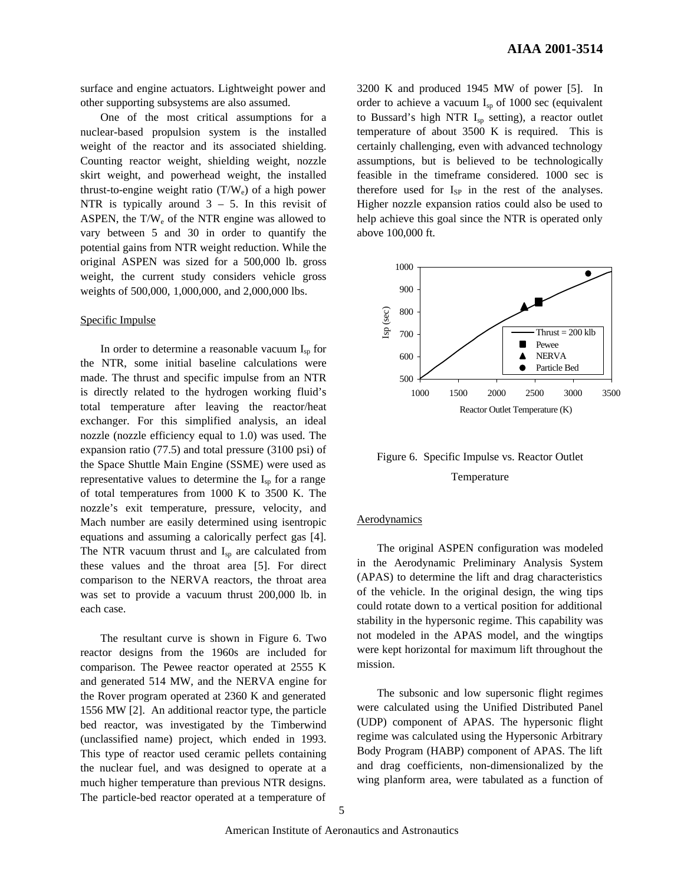surface and engine actuators. Lightweight power and other supporting subsystems are also assumed.

One of the most critical assumptions for a nuclear-based propulsion system is the installed weight of the reactor and its associated shielding. Counting reactor weight, shielding weight, nozzle skirt weight, and powerhead weight, the installed thrust-to-engine weight ratio ($T/W_e$) of a high power NTR is typically around 3 – 5. In this revisit of ASPEN, the $T/W_e$ of the NTR engine was allowed to vary between 5 and 30 in order to quantify the potential gains from NTR weight reduction. While the original ASPEN was sized for a 500,000 lb. gross weight, the current study considers vehicle gross weights of 500,000, 1,000,000, and 2,000,000 lbs.

## Specific Impulse

In order to determine a reasonable vacuum $I_{sp}$ for the NTR, some initial baseline calculations were made. The thrust and specific impulse from an NTR is directly related to the hydrogen working fluid's total temperature after leaving the reactor/heat exchanger. For this simplified analysis, an ideal nozzle (nozzle efficiency equal to 1.0) was used. The expansion ratio (77.5) and total pressure (3100 psi) of the Space Shuttle Main Engine (SSME) were used as representative values to determine the $I_{sp}$ for a range of total temperatures from 1000 K to 3500 K. The nozzle's exit temperature, pressure, velocity, and Mach number are easily determined using isentropic equations and assuming a calorically perfect gas [4]. The NTR vacuum thrust and $I_{sp}$ are calculated from these values and the throat area [5]. For direct comparison to the NERVA reactors, the throat area was set to provide a vacuum thrust 200,000 lb. in each case.

The resultant curve is shown in Figure 6. Two reactor designs from the 1960s are included for comparison. The Pewee reactor operated at 2555 K and generated 514 MW, and the NERVA engine for the Rover program operated at 2360 K and generated 1556 MW [2]. An additional reactor type, the particle bed reactor, was investigated by the Timberwind (unclassified name) project, which ended in 1993. This type of reactor used ceramic pellets containing the nuclear fuel, and was designed to operate at a much higher temperature than previous NTR designs. The particle-bed reactor operated at a temperature of 3200 K and produced 1945 MW of power [5]. In order to achieve a vacuum $I_{sp}$ of 1000 sec (equivalent to Bussard's high NTR $I_{sp}$ setting), a reactor outlet temperature of about 3500 K is required. This is certainly challenging, even with advanced technology assumptions, but is believed to be technologically feasible in the timeframe considered. 1000 sec is therefore used for $I_{SP}$ in the rest of the analyses. Higher nozzle expansion ratios could also be used to help achieve this goal since the NTR is operated only above 100,000 ft.

Figure 6. Specific Impulse vs. Reactor Outlet Temperature

## Aerodynamics

The original ASPEN configuration was modeled in the Aerodynamic Preliminary Analysis System (APAS) to determine the lift and drag characteristics of the vehicle. In the original design, the wing tips could rotate down to a vertical position for additional stability in the hypersonic regime. This capability was not modeled in the APAS model, and the wingtips were kept horizontal for maximum lift throughout the mission.

The subsonic and low supersonic flight regimes were calculated using the Unified Distributed Panel (UDP) component of APAS. The hypersonic flight regime was calculated using the Hypersonic Arbitrary Body Program (HABP) component of APAS. The lift and drag coefficients, non-dimensionalized by the wing planform area, were tabulated as a function of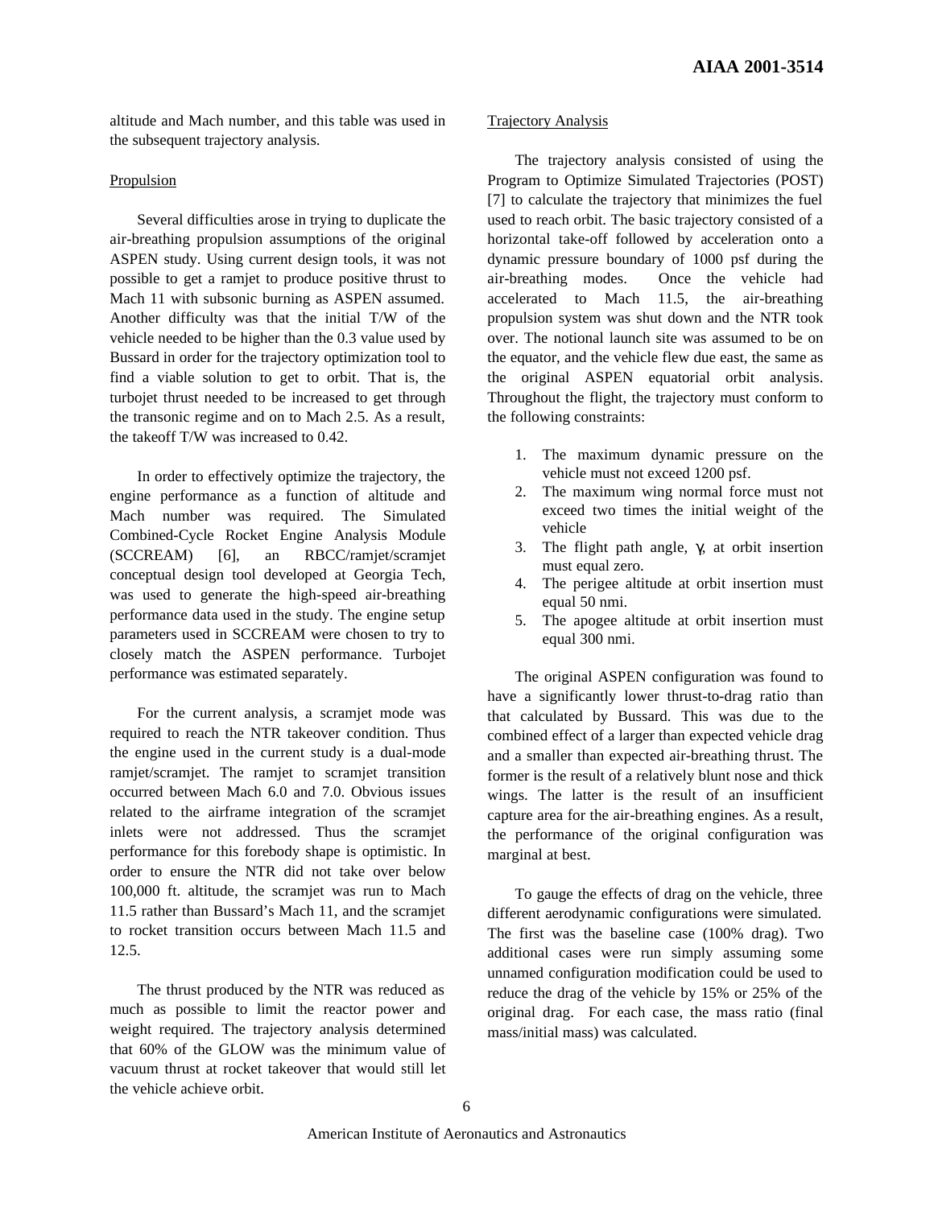altitude and Mach number, and this table was used in the subsequent trajectory analysis.

### Propulsion

Several difficulties arose in trying to duplicate the air-breathing propulsion assumptions of the original ASPEN study. Using current design tools, it was not possible to get a ramjet to produce positive thrust to Mach 11 with subsonic burning as ASPEN assumed. Another difficulty was that the initial T/W of the vehicle needed to be higher than the 0.3 value used by Bussard in order for the trajectory optimization tool to find a viable solution to get to orbit. That is, the turbojet thrust needed to be increased to get through the transonic regime and on to Mach 2.5. As a result, the takeoff T/W was increased to 0.42.

In order to effectively optimize the trajectory, the engine performance as a function of altitude and Mach number was required. The Simulated Combined-Cycle Rocket Engine Analysis Module (SCCREAM) [6], an RBCC/ramjet/scramjet conceptual design tool developed at Georgia Tech, was used to generate the high-speed air-breathing performance data used in the study. The engine setup parameters used in SCCREAM were chosen to try to closely match the ASPEN performance. Turbojet performance was estimated separately.

For the current analysis, a scramjet mode was required to reach the NTR takeover condition. Thus the engine used in the current study is a dual-mode ramjet/scramjet. The ramjet to scramjet transition occurred between Mach 6.0 and 7.0. Obvious issues related to the airframe integration of the scramjet inlets were not addressed. Thus the scramjet performance for this forebody shape is optimistic. In order to ensure the NTR did not take over below 100,000 ft. altitude, the scramjet was run to Mach 11.5 rather than Bussard's Mach 11, and the scramjet to rocket transition occurs between Mach 11.5 and 12.5.

The thrust produced by the NTR was reduced as much as possible to limit the reactor power and weight required. The trajectory analysis determined that 60% of the GLOW was the minimum value of vacuum thrust at rocket takeover that would still let the vehicle achieve orbit.

### Trajectory Analysis

The trajectory analysis consisted of using the Program to Optimize Simulated Trajectories (POST) [7] to calculate the trajectory that minimizes the fuel used to reach orbit. The basic trajectory consisted of a horizontal take-off followed by acceleration onto a dynamic pressure boundary of 1000 psf during the air-breathing modes. Once the vehicle had accelerated to Mach 11.5, the air-breathing propulsion system was shut down and the NTR took over. The notional launch site was assumed to be on the equator, and the vehicle flew due east, the same as the original ASPEN equatorial orbit analysis. Throughout the flight, the trajectory must conform to the following constraints:

1. The maximum dynamic pressure on the vehicle must not exceed 1200 psf.
2. The maximum wing normal force must not exceed two times the initial weight of the vehicle
3. The flight path angle, $\gamma$, at orbit insertion must equal zero.
4. The perigee altitude at orbit insertion must equal 50 nmi.
5. The apogee altitude at orbit insertion must equal 300 nmi.

The original ASPEN configuration was found to have a significantly lower thrust-to-drag ratio than that calculated by Bussard. This was due to the combined effect of a larger than expected vehicle drag and a smaller than expected air-breathing thrust. The former is the result of a relatively blunt nose and thick wings. The latter is the result of an insufficient capture area for the air-breathing engines. As a result, the performance of the original configuration was marginal at best.

To gauge the effects of drag on the vehicle, three different aerodynamic configurations were simulated. The first was the baseline case (100% drag). Two additional cases were run simply assuming some unnamed configuration modification could be used to reduce the drag of the vehicle by 15% or 25% of the original drag. For each case, the mass ratio (final mass/initial mass) was calculated.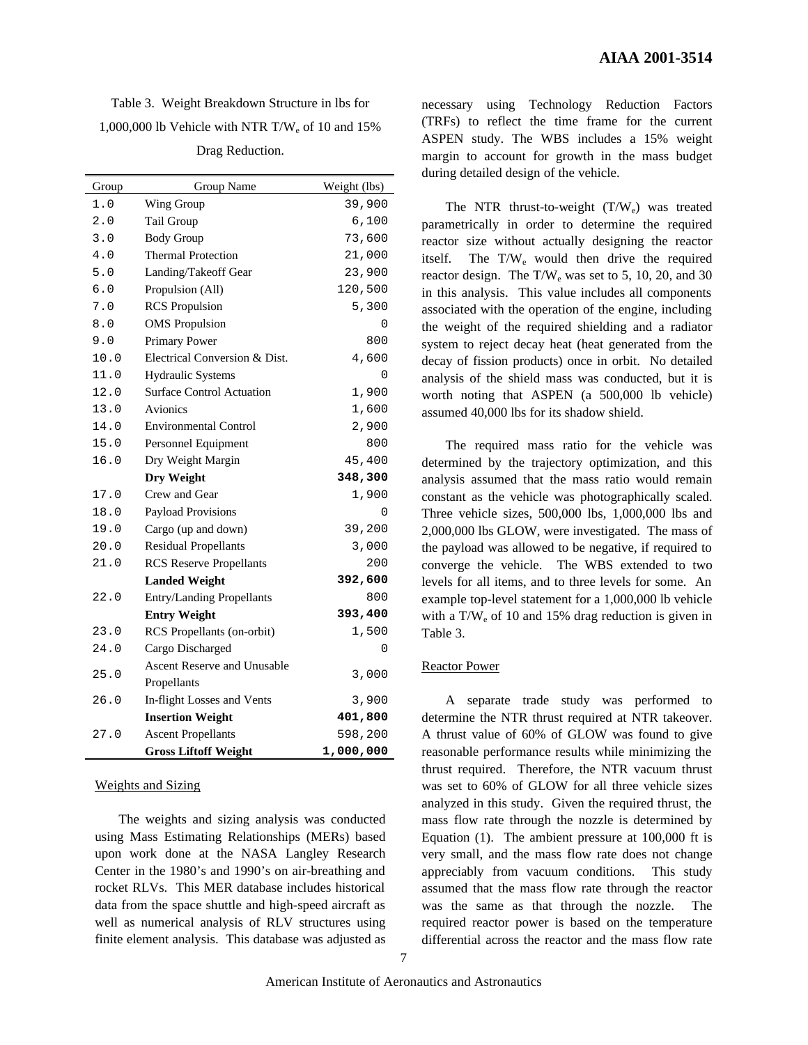Table 3. Weight Breakdown Structure in lbs for 1,000,000 lb Vehicle with NTR $T/W_e$ of 10 and 15% Drag Reduction.

| Group | Group Name | Weight (lbs) |
|---|---|---|
| 1.0 | Wing Group | 39,900 |
| 2.0 | Tail Group | 6,100 |
| 3.0 | Body Group | 73,600 |
| 4.0 | Thermal Protection | 21,000 |
| 5.0 | Landing/Takeoff Gear | 23,900 |
| 6.0 | Propulsion (All) | 120,500 |
| 7.0 | RCS Propulsion | 5,300 |
| 8.0 | OMS Propulsion | 0 |
| 9.0 | Primary Power | 800 |
| 10.0 | Electrical Conversion & Dist. | 4,600 |
| 11.0 | Hydraulic Systems | 0 |
| 12.0 | Surface Control Actuation | 1,900 |
| 13.0 | Avionics | 1,600 |
| 14.0 | Environmental Control | 2,900 |
| 15.0 | Personnel Equipment | 800 |
| 16.0 | Dry Weight Margin | 45,400 |
| | **Dry Weight** | **348,300** |
| 17.0 | Crew and Gear | 1,900 |
| 18.0 | Payload Provisions | 0 |
| 19.0 | Cargo (up and down) | 39,200 |
| 20.0 | Residual Propellants | 3,000 |
| 21.0 | RCS Reserve Propellants | 200 |
| | **Landed Weight** | **392,600** |
| 22.0 | Entry/Landing Propellants | 800 |
| | **Entry Weight** | **393,400** |
| 23.0 | RCS Propellants (on-orbit) | 1,500 |
| 24.0 | Cargo Discharged | 0 |
| 25.0 | Ascent Reserve and Unusable Propellants | 3,000 |
| 26.0 | In-flight Losses and Vents | 3,900 |
| | **Insertion Weight** | **401,800** |
| 27.0 | Ascent Propellants | 598,200 |
| | **Gross Liftoff Weight** | **1,000,000** |

## Weights and Sizing

The weights and sizing analysis was conducted using Mass Estimating Relationships (MERs) based upon work done at the NASA Langley Research Center in the 1980's and 1990's on air-breathing and rocket RLVs. This MER database includes historical data from the space shuttle and high-speed aircraft as well as numerical analysis of RLV structures using finite element analysis. This database was adjusted as necessary using Technology Reduction Factors (TRFs) to reflect the time frame for the current ASPEN study. The WBS includes a 15% weight margin to account for growth in the mass budget during detailed design of the vehicle.

The NTR thrust-to-weight ($T/W_e$) was treated parametrically in order to determine the required reactor size without actually designing the reactor itself. The $T/W_e$ would then drive the required reactor design. The $T/W_e$ was set to 5, 10, 20, and 30 in this analysis. This value includes all components associated with the operation of the engine, including the weight of the required shielding and a radiator system to reject decay heat (heat generated from the decay of fission products) once in orbit. No detailed analysis of the shield mass was conducted, but it is worth noting that ASPEN (a 500,000 lb vehicle) assumed 40,000 lbs for its shadow shield.

The required mass ratio for the vehicle was determined by the trajectory optimization, and this analysis assumed that the mass ratio would remain constant as the vehicle was photographically scaled. Three vehicle sizes, 500,000 lbs, 1,000,000 lbs and 2,000,000 lbs GLOW, were investigated. The mass of the payload was allowed to be negative, if required to converge the vehicle. The WBS extended to two levels for all items, and to three levels for some. An example top-level statement for a 1,000,000 lb vehicle with a $T/W_e$ of 10 and 15% drag reduction is given in Table 3.

## Reactor Power

A separate trade study was performed to determine the NTR thrust required at NTR takeover. A thrust value of 60% of GLOW was found to give reasonable performance results while minimizing the thrust required. Therefore, the NTR vacuum thrust was set to 60% of GLOW for all three vehicle sizes analyzed in this study. Given the required thrust, the mass flow rate through the nozzle is determined by Equation (1). The ambient pressure at 100,000 ft is very small, and the mass flow rate does not change appreciably from vacuum conditions. This study assumed that the mass flow rate through the reactor was the same as that through the nozzle. The required reactor power is based on the temperature differential across the reactor and the mass flow rate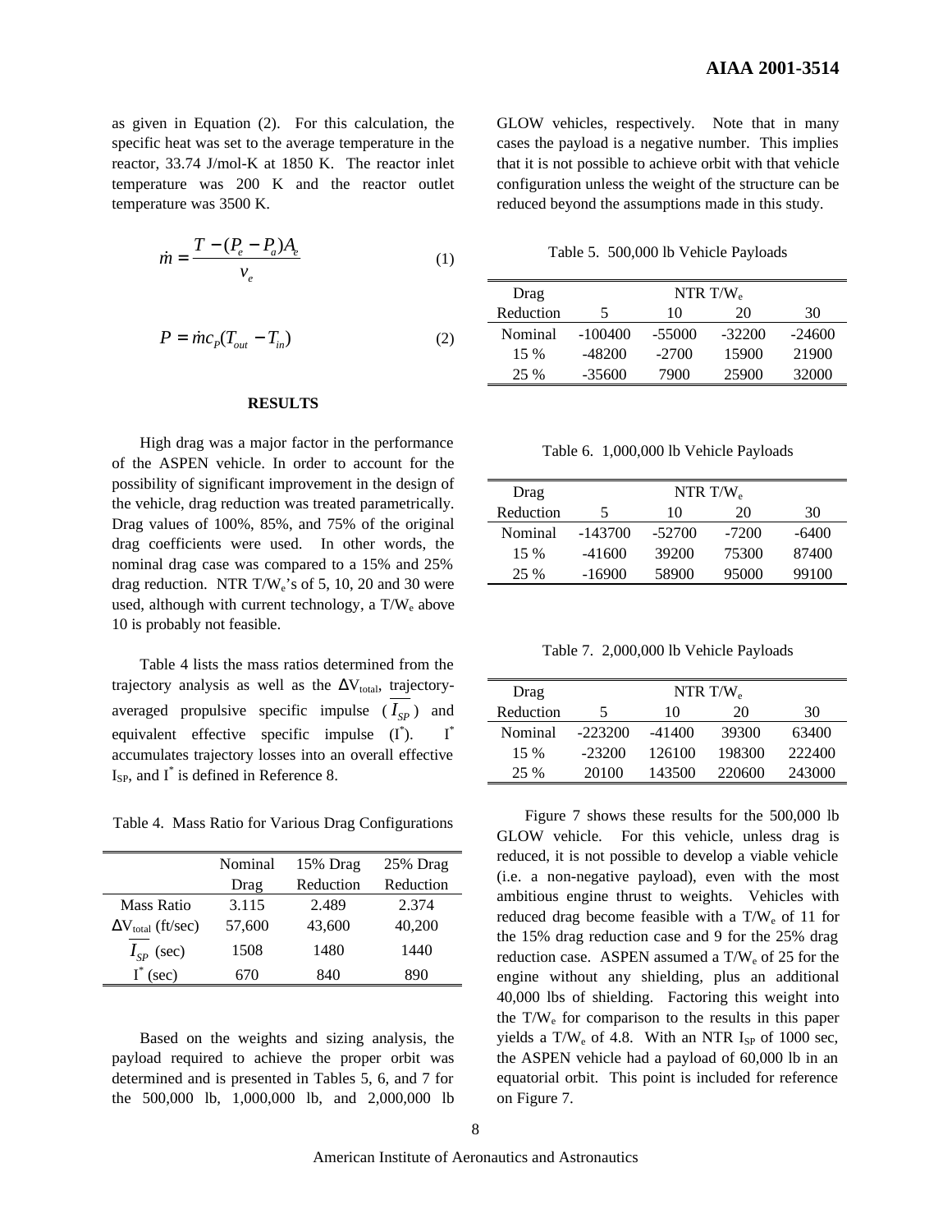as given in Equation (2). For this calculation, the specific heat was set to the average temperature in the reactor, 33.74 J/mol-K at 1850 K. The reactor inlet temperature was 200 K and the reactor outlet temperature was 3500 K.

$$\dot{m} = \frac{T - (P_e - P_a)A_e}{v_e} \tag{1}$$

$$P = \dot{m}c_P(T_{out} - T_{in}) \tag{2}$$

## RESULTS

High drag was a major factor in the performance of the ASPEN vehicle. In order to account for the possibility of significant improvement in the design of the vehicle, drag reduction was treated parametrically. Drag values of 100%, 85%, and 75% of the original drag coefficients were used. In other words, the nominal drag case was compared to a 15% and 25% drag reduction. NTR $T/W_e$'s of 5, 10, 20 and 30 were used, although with current technology, a $T/W_e$ above 10 is probably not feasible.

Table 4 lists the mass ratios determined from the trajectory analysis as well as the $\Delta V_{total}$, trajectory-averaged propulsive specific impulse ($\overline{I_{SP}}$) and equivalent effective specific impulse ($I^*$). $I^*$ accumulates trajectory losses into an overall effective $I_{SP}$, and $I^*$ is defined in Reference 8.

Table 4. Mass Ratio for Various Drag Configurations

| | Nominal Drag | 15% Drag Reduction | 25% Drag Reduction |
|---|---|---|---|
| Mass Ratio | 3.115 | 2.489 | 2.374 |
| $\Delta V_{total}$ (ft/sec) | 57,600 | 43,600 | 40,200 |
| $\overline{I_{SP}}$ (sec) | 1508 | 1480 | 1440 |
| $I^*$ (sec) | 670 | 840 | 890 |

Based on the weights and sizing analysis, the payload required to achieve the proper orbit was determined and is presented in Tables 5, 6, and 7 for the 500,000 lb, 1,000,000 lb, and 2,000,000 lb GLOW vehicles, respectively. Note that in many cases the payload is a negative number. This implies that it is not possible to achieve orbit with that vehicle configuration unless the weight of the structure can be reduced beyond the assumptions made in this study.

Table 5. 500,000 lb Vehicle Payloads

| Drag | NTR $T/W_e$ | | | |
|---|---|---|---|---|
| Reduction | 5 | 10 | 20 | 30 |
| Nominal | -100400 | -55000 | -32200 | -24600 |
| 15 % | -48200 | -2700 | 15900 | 21900 |
| 25 % | -35600 | 7900 | 25900 | 32000 |

Table 6. 1,000,000 lb Vehicle Payloads

| Drag | NTR $T/W_e$ | | | |
|---|---|---|---|---|
| Reduction | 5 | 10 | 20 | 30 |
| Nominal | -143700 | -52700 | -7200 | -6400 |
| 15 % | -41600 | 39200 | 75300 | 87400 |
| 25 % | -16900 | 58900 | 95000 | 99100 |

Table 7. 2,000,000 lb Vehicle Payloads

| Drag | NTR $T/W_e$ | | | |
|---|---|---|---|---|
| Reduction | 5 | 10 | 20 | 30 |
| Nominal | -223200 | -41400 | 39300 | 63400 |
| 15 % | -23200 | 126100 | 198300 | 222400 |
| 25 % | 20100 | 143500 | 220600 | 243000 |

Figure 7 shows these results for the 500,000 lb GLOW vehicle. For this vehicle, unless drag is reduced, it is not possible to develop a viable vehicle (i.e. a non-negative payload), even with the most ambitious engine thrust to weights. Vehicles with reduced drag become feasible with a $T/W_e$ of 11 for the 15% drag reduction case and 9 for the 25% drag reduction case. ASPEN assumed a $T/W_e$ of 25 for the engine without any shielding, plus an additional 40,000 lbs of shielding. Factoring this weight into the $T/W_e$ for comparison to the results in this paper yields a $T/W_e$ of 4.8. With an NTR $I_{SP}$ of 1000 sec, the ASPEN vehicle had a payload of 60,000 lb in an equatorial orbit. This point is included for reference on Figure 7.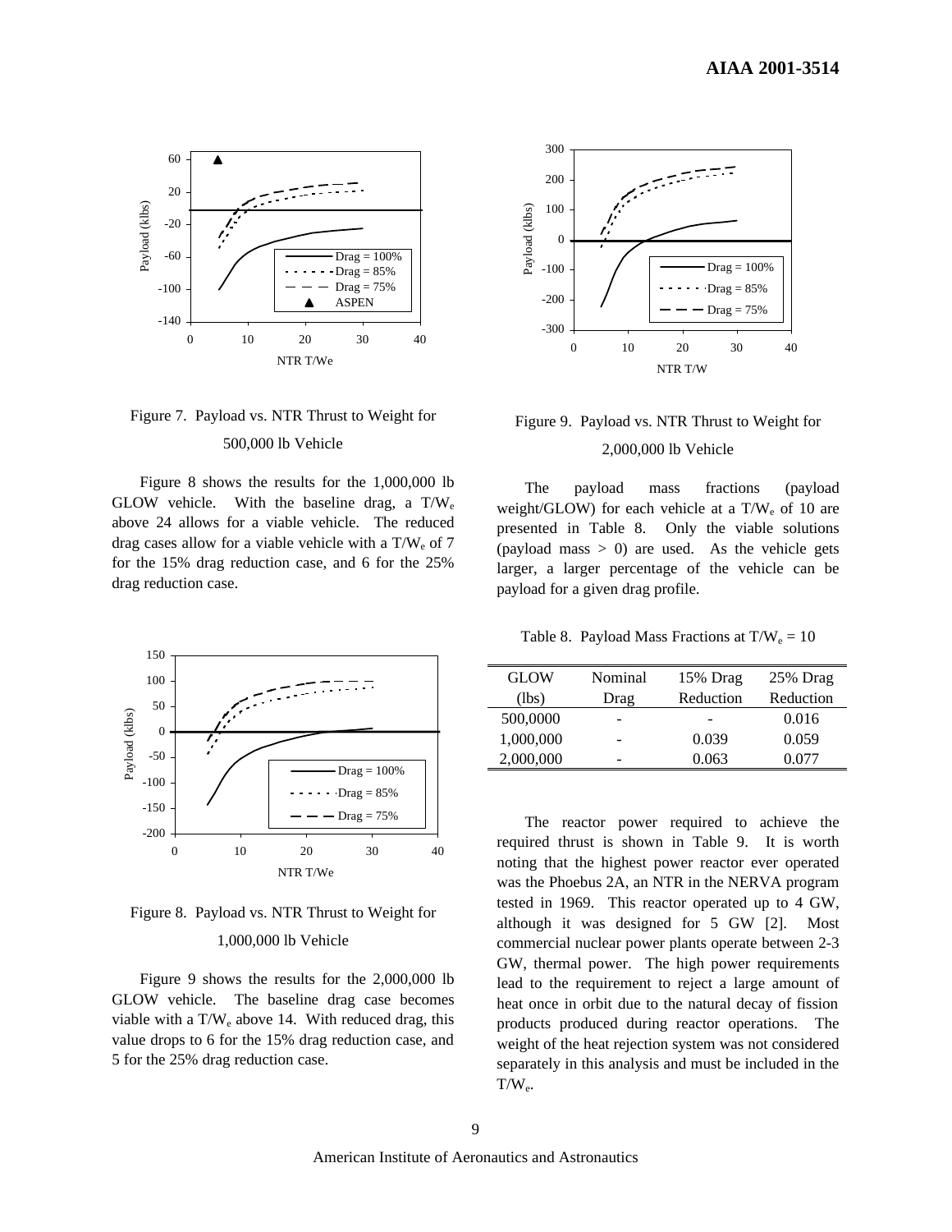Figure 7. Payload vs. NTR Thrust to Weight for 500,000 lb Vehicle

Figure 8 shows the results for the 1,000,000 lb GLOW vehicle. With the baseline drag, a $T/W_e$ above 24 allows for a viable vehicle. The reduced drag cases allow for a viable vehicle with a $T/W_e$ of 7 for the 15% drag reduction case, and 6 for the 25% drag reduction case.

Figure 8. Payload vs. NTR Thrust to Weight for 1,000,000 lb Vehicle

Figure 9 shows the results for the 2,000,000 lb GLOW vehicle. The baseline drag case becomes viable with a $T/W_e$ above 14. With reduced drag, this value drops to 6 for the 15% drag reduction case, and 5 for the 25% drag reduction case.

Figure 9. Payload vs. NTR Thrust to Weight for 2,000,000 lb Vehicle

The payload mass fractions (payload weight/GLOW) for each vehicle at a $T/W_e$ of 10 are presented in Table 8. Only the viable solutions (payload mass > 0) are used. As the vehicle gets larger, a larger percentage of the vehicle can be payload for a given drag profile.

Table 8. Payload Mass Fractions at $T/W_e = 10$

| GLOW (lbs) | Nominal Drag | 15% Drag Reduction | 25% Drag Reduction |
|---|---|---|---|
| 500,0000 | - | - | 0.016 |
| 1,000,000 | - | 0.039 | 0.059 |
| 2,000,000 | - | 0.063 | 0.077 |

The reactor power required to achieve the required thrust is shown in Table 9. It is worth noting that the highest power reactor ever operated was the Phoebus 2A, an NTR in the NERVA program tested in 1969. This reactor operated up to 4 GW, although it was designed for 5 GW [2]. Most commercial nuclear power plants operate between 2-3 GW, thermal power. The high power requirements lead to the requirement to reject a large amount of heat once in orbit due to the natural decay of fission products produced during reactor operations. The weight of the heat rejection system was not considered separately in this analysis and must be included in the $T/W_e$.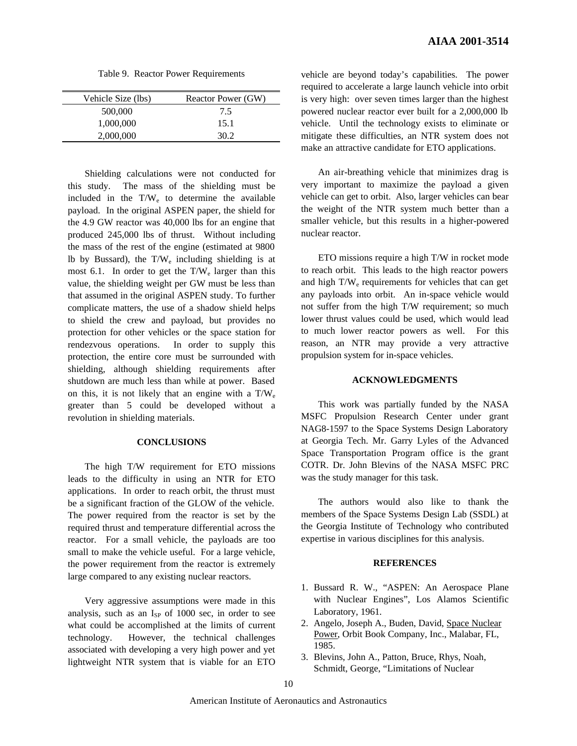Table 9. Reactor Power Requirements

| Vehicle Size (lbs) | Reactor Power (GW) |
|---|---|
| 500,000 | 7.5 |
| 1,000,000 | 15.1 |
| 2,000,000 | 30.2 |

Shielding calculations were not conducted for this study. The mass of the shielding must be included in the $T/W_e$ to determine the available payload. In the original ASPEN paper, the shield for the 4.9 GW reactor was 40,000 lbs for an engine that produced 245,000 lbs of thrust. Without including the mass of the rest of the engine (estimated at 9800 lb by Bussard), the $T/W_e$ including shielding is at most 6.1. In order to get the $T/W_e$ larger than this value, the shielding weight per GW must be less than that assumed in the original ASPEN study. To further complicate matters, the use of a shadow shield helps to shield the crew and payload, but provides no protection for other vehicles or the space station for rendezvous operations. In order to supply this protection, the entire core must be surrounded with shielding, although shielding requirements after shutdown are much less than while at power. Based on this, it is not likely that an engine with a $T/W_e$ greater than 5 could be developed without a revolution in shielding materials.

## CONCLUSIONS

The high T/W requirement for ETO missions leads to the difficulty in using an NTR for ETO applications. In order to reach orbit, the thrust must be a significant fraction of the GLOW of the vehicle. The power required from the reactor is set by the required thrust and temperature differential across the reactor. For a small vehicle, the payloads are too small to make the vehicle useful. For a large vehicle, the power requirement from the reactor is extremely large compared to any existing nuclear reactors.

Very aggressive assumptions were made in this analysis, such as an $I_{SP}$ of 1000 sec, in order to see what could be accomplished at the limits of current technology. However, the technical challenges associated with developing a very high power and yet lightweight NTR system that is viable for an ETO vehicle are beyond today's capabilities. The power required to accelerate a large launch vehicle into orbit is very high: over seven times larger than the highest powered nuclear reactor ever built for a 2,000,000 lb vehicle. Until the technology exists to eliminate or mitigate these difficulties, an NTR system does not make an attractive candidate for ETO applications.

An air-breathing vehicle that minimizes drag is very important to maximize the payload a given vehicle can get to orbit. Also, larger vehicles can bear the weight of the NTR system much better than a smaller vehicle, but this results in a higher-powered nuclear reactor.

ETO missions require a high T/W in rocket mode to reach orbit. This leads to the high reactor powers and high $T/W_e$ requirements for vehicles that can get any payloads into orbit. An in-space vehicle would not suffer from the high T/W requirement; so much lower thrust values could be used, which would lead to much lower reactor powers as well. For this reason, an NTR may provide a very attractive propulsion system for in-space vehicles.

## ACKNOWLEDGMENTS

This work was partially funded by the NASA MSFC Propulsion Research Center under grant NAG8-1597 to the Space Systems Design Laboratory at Georgia Tech. Mr. Garry Lyles of the Advanced Space Transportation Program office is the grant COTR. Dr. John Blevins of the NASA MSFC PRC was the study manager for this task.

The authors would also like to thank the members of the Space Systems Design Lab (SSDL) at the Georgia Institute of Technology who contributed expertise in various disciplines for this analysis.

## REFERENCES

1. Bussard R. W., "ASPEN: An Aerospace Plane with Nuclear Engines", Los Alamos Scientific Laboratory, 1961.
2. Angelo, Joseph A., Buden, David, Space Nuclear Power, Orbit Book Company, Inc., Malabar, FL, 1985.
3. Blevins, John A., Patton, Bruce, Rhys, Noah, Schmidt, George, "Limitations of Nuclear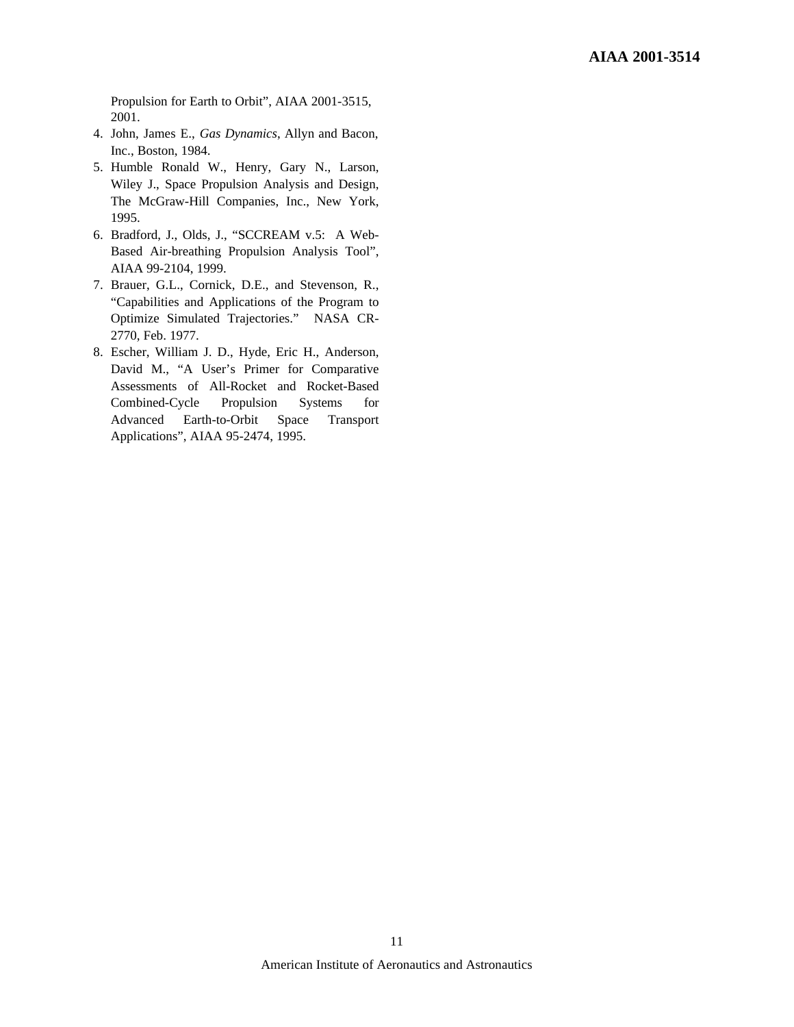Propulsion for Earth to Orbit", AIAA 2001-3515, 2001.

4. John, James E., *Gas Dynamics*, Allyn and Bacon, Inc., Boston, 1984.
5. Humble Ronald W., Henry, Gary N., Larson, Wiley J., Space Propulsion Analysis and Design, The McGraw-Hill Companies, Inc., New York, 1995.
6. Bradford, J., Olds, J., "SCCREAM v.5: A Web-Based Air-breathing Propulsion Analysis Tool", AIAA 99-2104, 1999.
7. Brauer, G.L., Cornick, D.E., and Stevenson, R., "Capabilities and Applications of the Program to Optimize Simulated Trajectories." NASA CR-2770, Feb. 1977.
8. Escher, William J. D., Hyde, Eric H., Anderson, David M., "A User's Primer for Comparative Assessments of All-Rocket and Rocket-Based Combined-Cycle Propulsion Systems for Advanced Earth-to-Orbit Space Transport Applications", AIAA 95-2474, 1995.